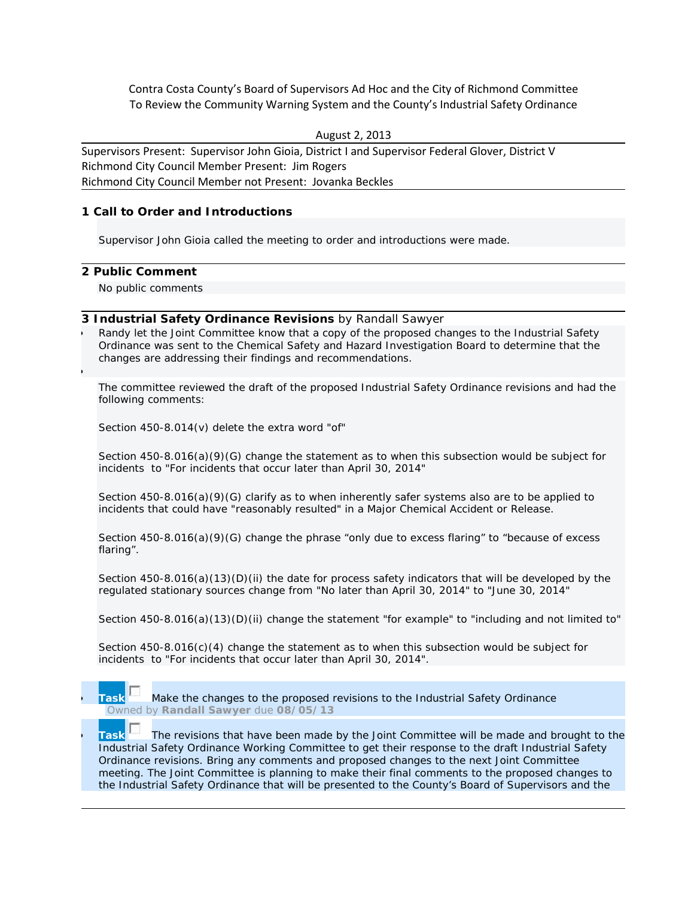Contra Costa County's Board of Supervisors Ad Hoc and the City of Richmond Committee To Review the Community Warning System and the County's Industrial Safety Ordinance

August 2, 2013

Supervisors Present: Supervisor John Gioia, District I and Supervisor Federal Glover, District V
Richmond City Council Member Present: Jim Rogers
Richmond City Council Member not Present: Jovanka Beckles

## 1 Call to Order and Introductions

Supervisor John Gioia called the meeting to order and introductions were made.

## 2 Public Comment

No public comments

## 3 Industrial Safety Ordinance Revisions by Randall Sawyer

- Randy let the Joint Committee know that a copy of the proposed changes to the Industrial Safety Ordinance was sent to the Chemical Safety and Hazard Investigation Board to determine that the changes are addressing their findings and recommendations.
- The committee reviewed the draft of the proposed Industrial Safety Ordinance revisions and had the following comments:

  Section 450-8.014(v) delete the extra word "of"

  Section 450-8.016(a)(9)(G) change the statement as to when this subsection would be subject for incidents to "For incidents that occur later than April 30, 2014"

  Section 450-8.016(a)(9)(G) clarify as to when inherently safer systems also are to be applied to incidents that could have "reasonably resulted" in a Major Chemical Accident or Release.

  Section 450-8.016(a)(9)(G) change the phrase "only due to excess flaring" to "because of excess flaring".

  Section 450-8.016(a)(13)(D)(ii) the date for process safety indicators that will be developed by the regulated stationary sources change from "No later than April 30, 2014" to "June 30, 2014"

  Section 450-8.016(a)(13)(D)(ii) change the statement "for example" to "including and not limited to"

  Section 450-8.016(c)(4) change the statement as to when this subsection would be subject for incidents to "For incidents that occur later than April 30, 2014".

- **Task** ☐ Make the changes to the proposed revisions to the Industrial Safety Ordinance
  Owned by **Randall Sawyer** due **08/05/13**
- **Task** ☐ The revisions that have been made by the Joint Committee will be made and brought to the Industrial Safety Ordinance Working Committee to get their response to the draft Industrial Safety Ordinance revisions. Bring any comments and proposed changes to the next Joint Committee meeting. The Joint Committee is planning to make their final comments to the proposed changes to the Industrial Safety Ordinance that will be presented to the County's Board of Supervisors and the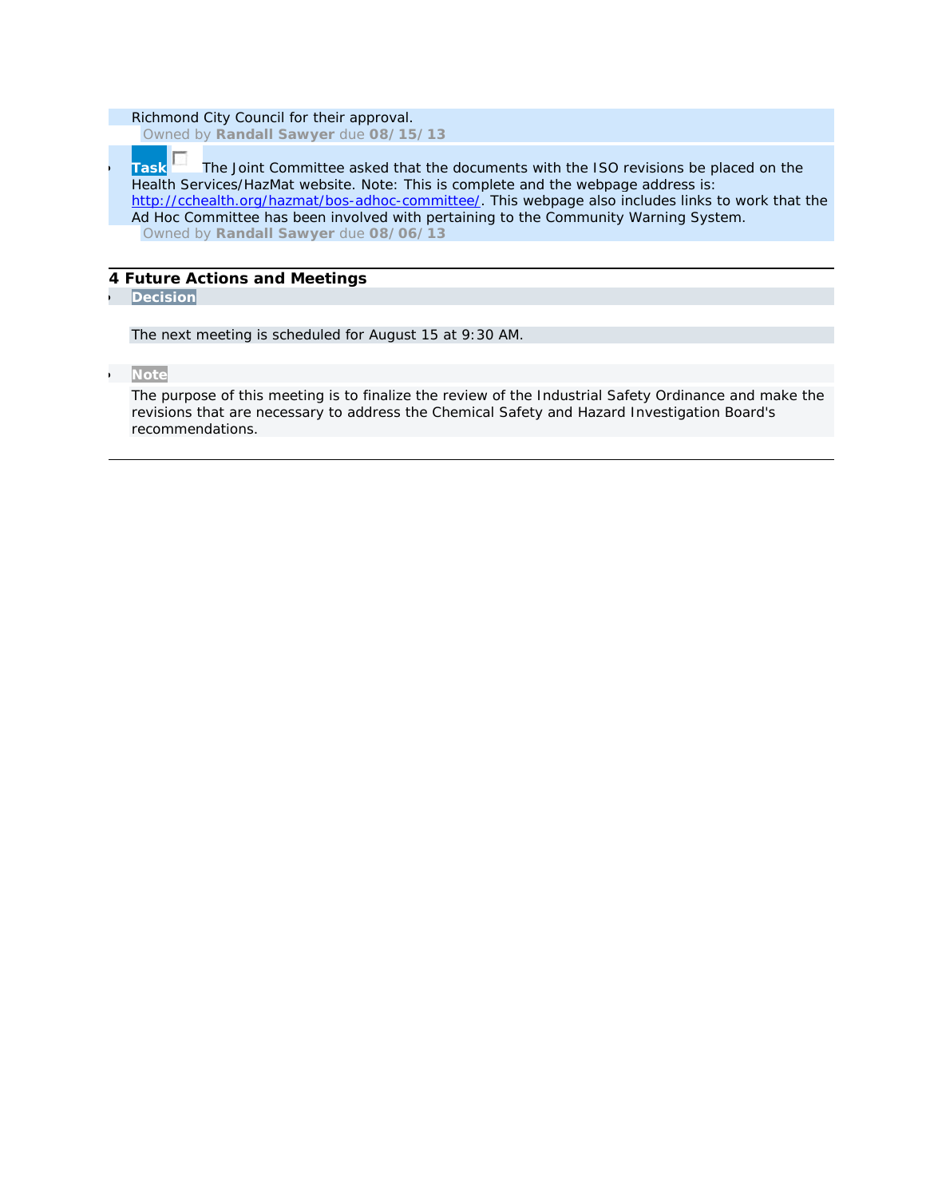Richmond City Council for their approval.
Owned by **Randall Sawyer** due **08/15/13**

- **Task** ☐ The Joint Committee asked that the documents with the ISO revisions be placed on the Health Services/HazMat website. Note: This is complete and the webpage address is: http://cchealth.org/hazmat/bos-adhoc-committee/. This webpage also includes links to work that the Ad Hoc Committee has been involved with pertaining to the Community Warning System.
  Owned by **Randall Sawyer** due **08/06/13**

## 4 Future Actions and Meetings

- **Decision**

  The next meeting is scheduled for August 15 at 9:30 AM.

- **Note**

  The purpose of this meeting is to finalize the review of the Industrial Safety Ordinance and make the revisions that are necessary to address the Chemical Safety and Hazard Investigation Board's recommendations.